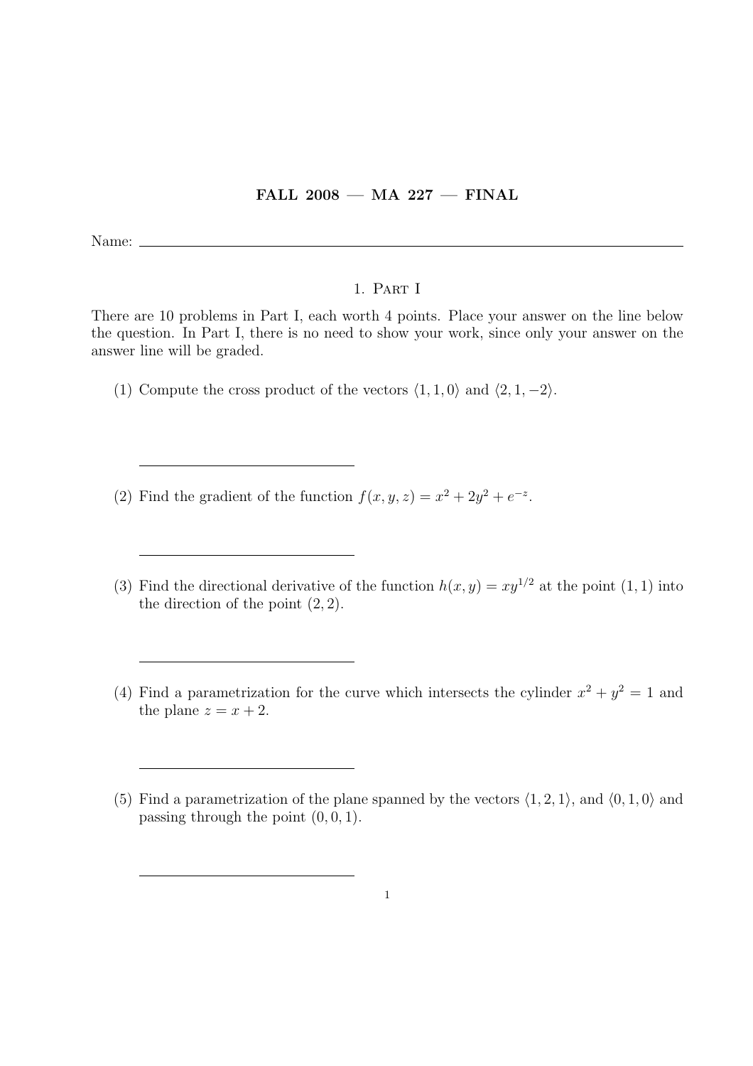# FALL 2008 — MA 227 — FINAL

Name: \_\_\_\_\_\_\_\_\_\_\_\_\_\_\_\_\_\_\_\_\_\_\_\_\_\_\_\_\_\_

## 1. Part I

There are 10 problems in Part I, each worth 4 points. Place your answer on the line below the question. In Part I, there is no need to show your work, since only your answer on the answer line will be graded.

(1) Compute the cross product of the vectors $\langle 1, 1, 0\rangle$ and $\langle 2, 1, -2\rangle$.

\_\_\_\_\_\_\_\_\_\_\_\_\_\_\_\_\_\_\_\_\_\_\_\_\_\_\_\_\_\_

(2) Find the gradient of the function $f(x, y, z) = x^2 + 2y^2 + e^{-z}$.

\_\_\_\_\_\_\_\_\_\_\_\_\_\_\_\_\_\_\_\_\_\_\_\_\_\_\_\_\_\_

(3) Find the directional derivative of the function $h(x, y) = xy^{1/2}$ at the point $(1, 1)$ into the direction of the point $(2, 2)$.

\_\_\_\_\_\_\_\_\_\_\_\_\_\_\_\_\_\_\_\_\_\_\_\_\_\_\_\_\_\_

(4) Find a parametrization for the curve which intersects the cylinder $x^2 + y^2 = 1$ and the plane $z = x + 2$.

\_\_\_\_\_\_\_\_\_\_\_\_\_\_\_\_\_\_\_\_\_\_\_\_\_\_\_\_\_\_

(5) Find a parametrization of the plane spanned by the vectors $\langle 1, 2, 1\rangle$, and $\langle 0, 1, 0\rangle$ and passing through the point $(0, 0, 1)$.

\_\_\_\_\_\_\_\_\_\_\_\_\_\_\_\_\_\_\_\_\_\_\_\_\_\_\_\_\_\_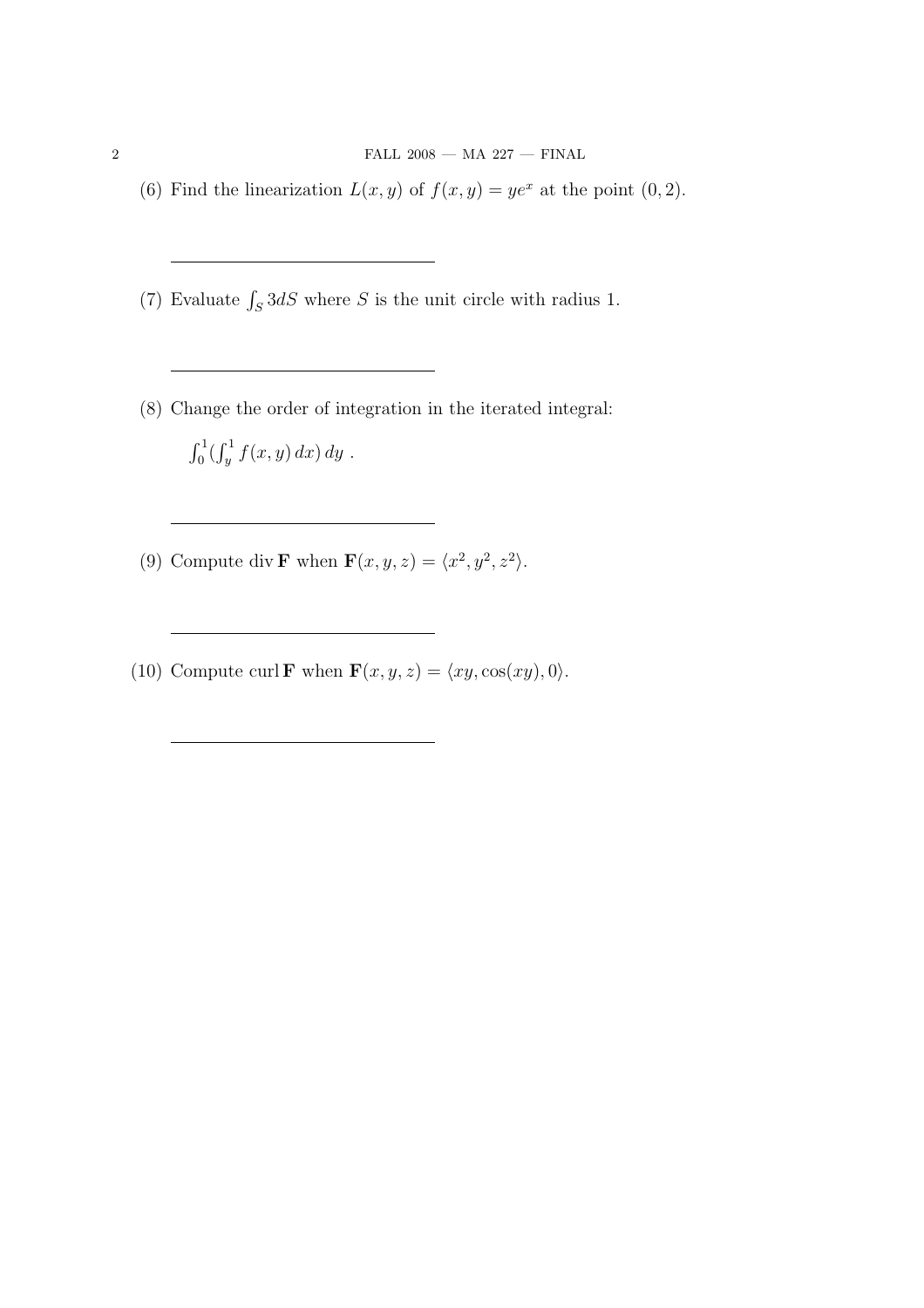(6) Find the linearization $L(x, y)$ of $f(x, y) = ye^x$ at the point $(0, 2)$.

\_\_\_\_\_\_\_\_\_\_\_\_\_\_\_\_\_\_\_\_\_\_\_\_\_\_\_\_\_\_

(7) Evaluate $\int_S 3dS$ where $S$ is the unit circle with radius 1.

\_\_\_\_\_\_\_\_\_\_\_\_\_\_\_\_\_\_\_\_\_\_\_\_\_\_\_\_\_\_

(8) Change the order of integration in the iterated integral:

$\int_0^1 (\int_y^1 f(x, y)\, dx)\, dy$ .

\_\_\_\_\_\_\_\_\_\_\_\_\_\_\_\_\_\_\_\_\_\_\_\_\_\_\_\_\_\_

(9) Compute $\operatorname{div} \mathbf{F}$ when $\mathbf{F}(x, y, z) = \langle x^2, y^2, z^2 \rangle$.

\_\_\_\_\_\_\_\_\_\_\_\_\_\_\_\_\_\_\_\_\_\_\_\_\_\_\_\_\_\_

(10) Compute $\operatorname{curl} \mathbf{F}$ when $\mathbf{F}(x, y, z) = \langle xy, \cos(xy), 0 \rangle$.

\_\_\_\_\_\_\_\_\_\_\_\_\_\_\_\_\_\_\_\_\_\_\_\_\_\_\_\_\_\_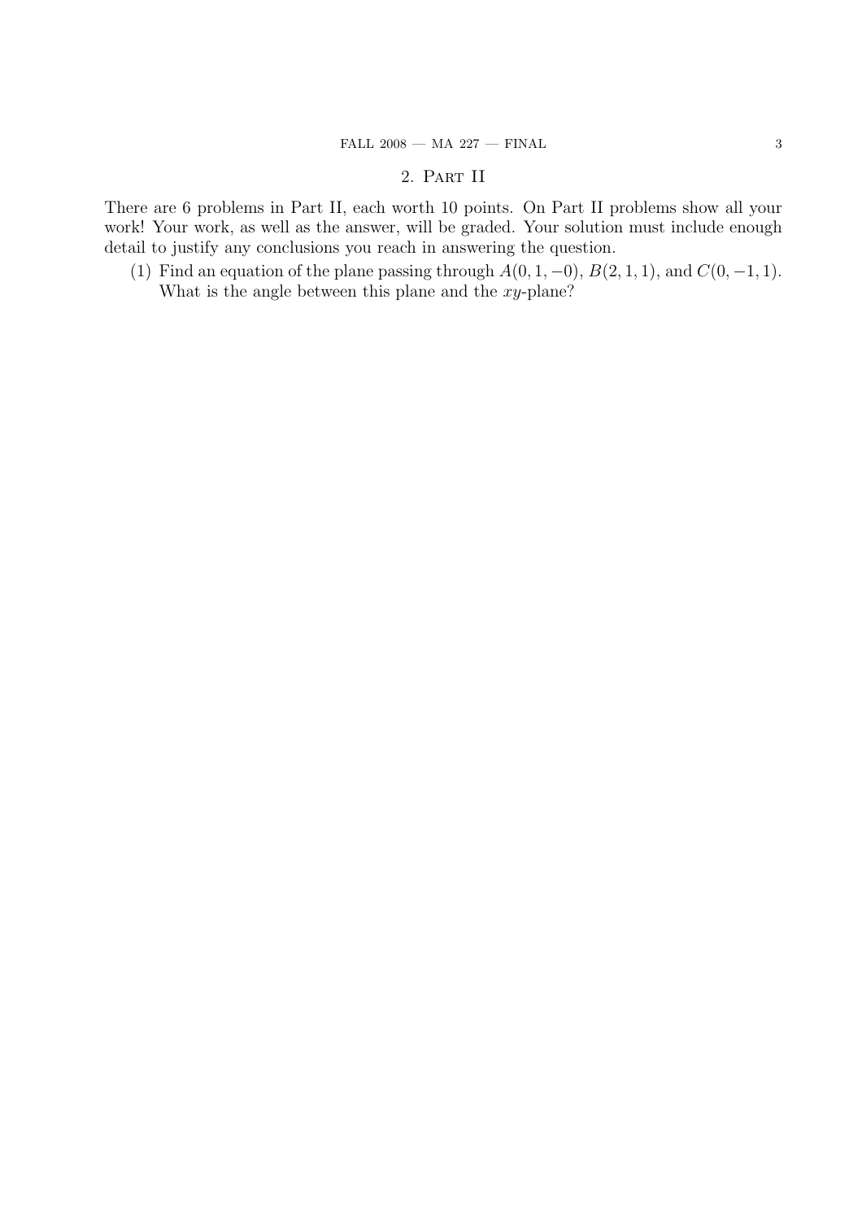## 2. Part II

There are 6 problems in Part II, each worth 10 points. On Part II problems show all your work! Your work, as well as the answer, will be graded. Your solution must include enough detail to justify any conclusions you reach in answering the question.

(1) Find an equation of the plane passing through $A(0, 1, -0)$, $B(2, 1, 1)$, and $C(0, -1, 1)$. What is the angle between this plane and the $xy$-plane?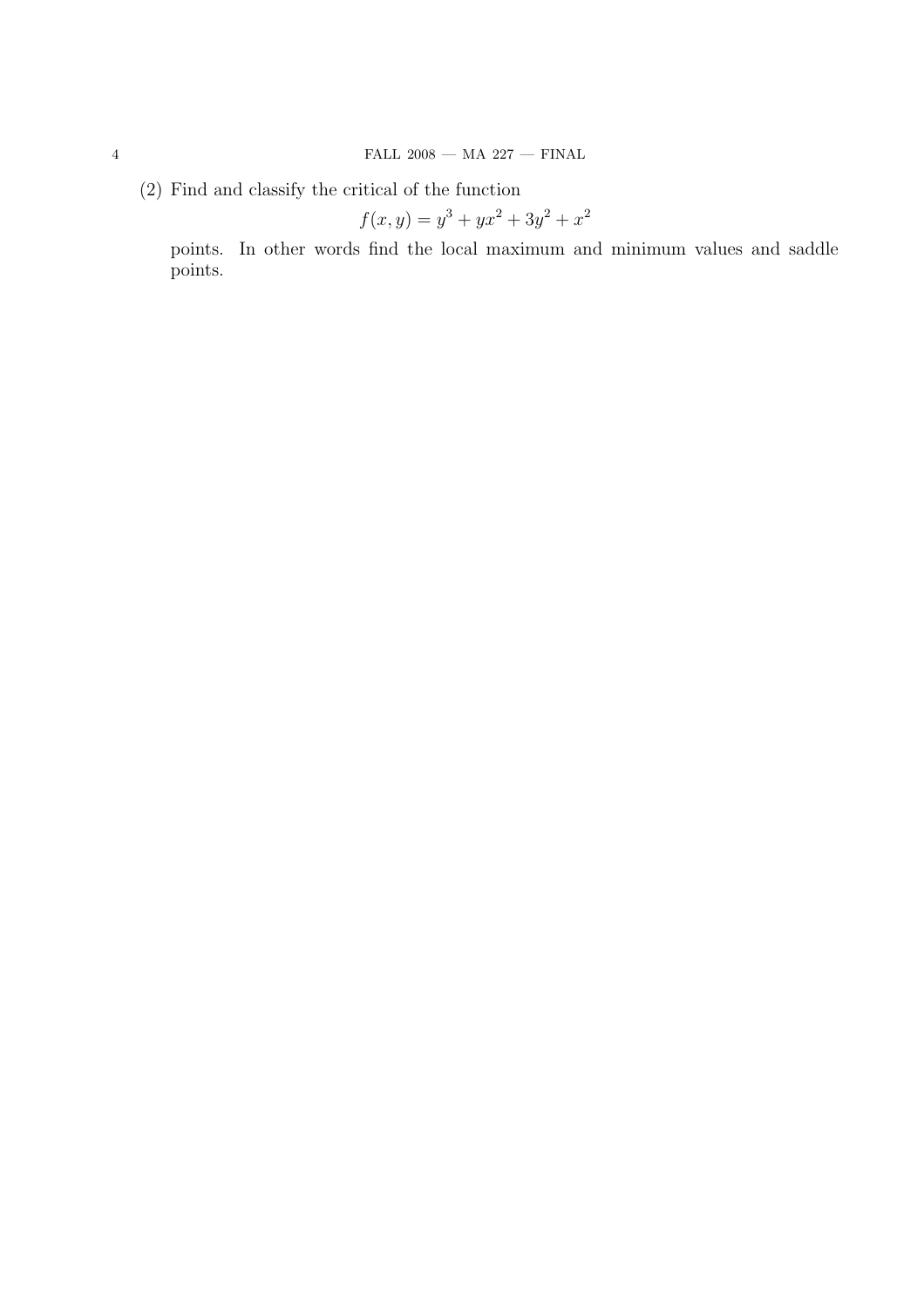(2) Find and classify the critical of the function

$$f(x, y) = y^3 + yx^2 + 3y^2 + x^2$$

points. In other words find the local maximum and minimum values and saddle points.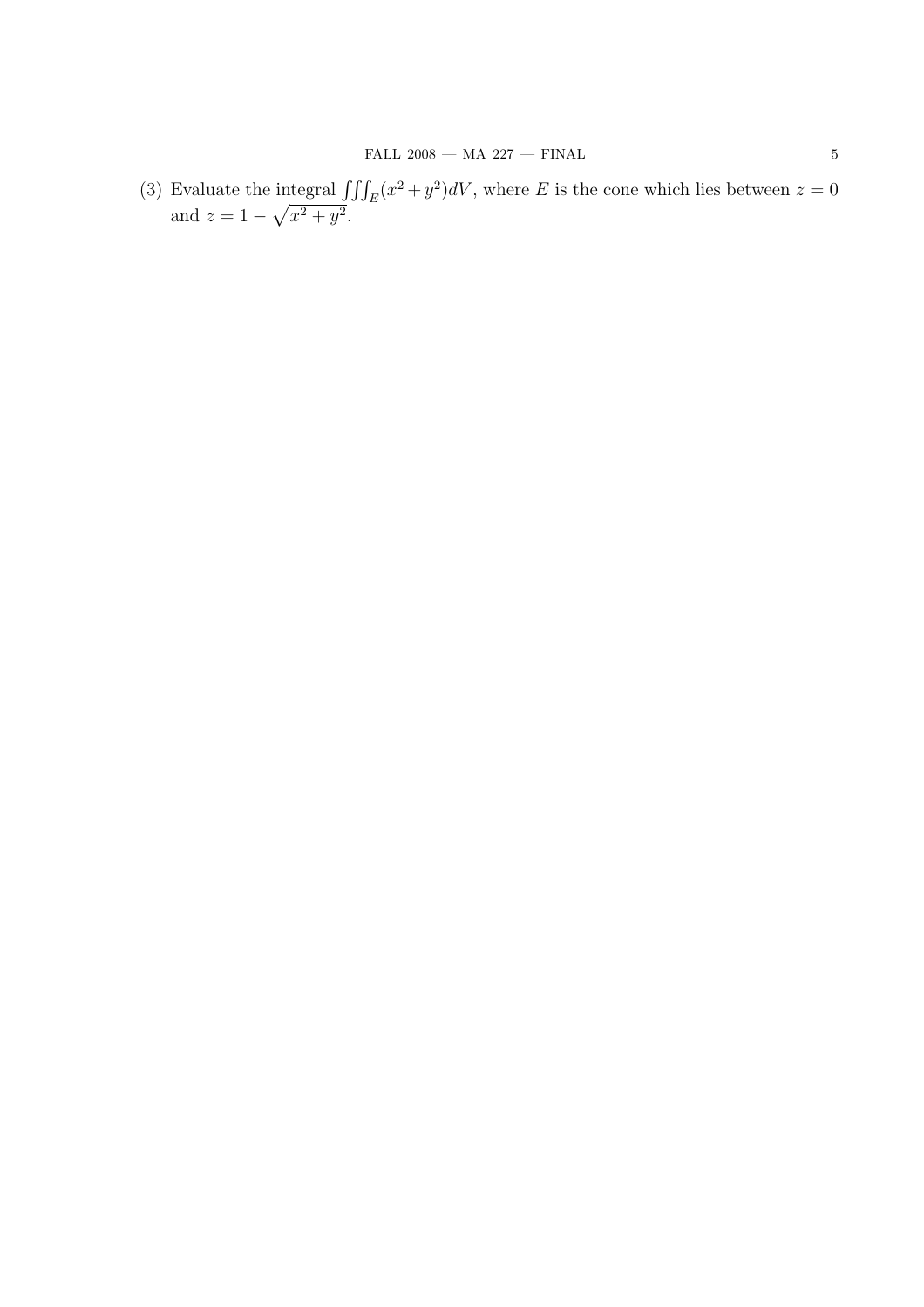(3) Evaluate the integral $\iiint_E (x^2 + y^2) dV$, where $E$ is the cone which lies between $z = 0$ and $z = 1 - \sqrt{x^2 + y^2}$.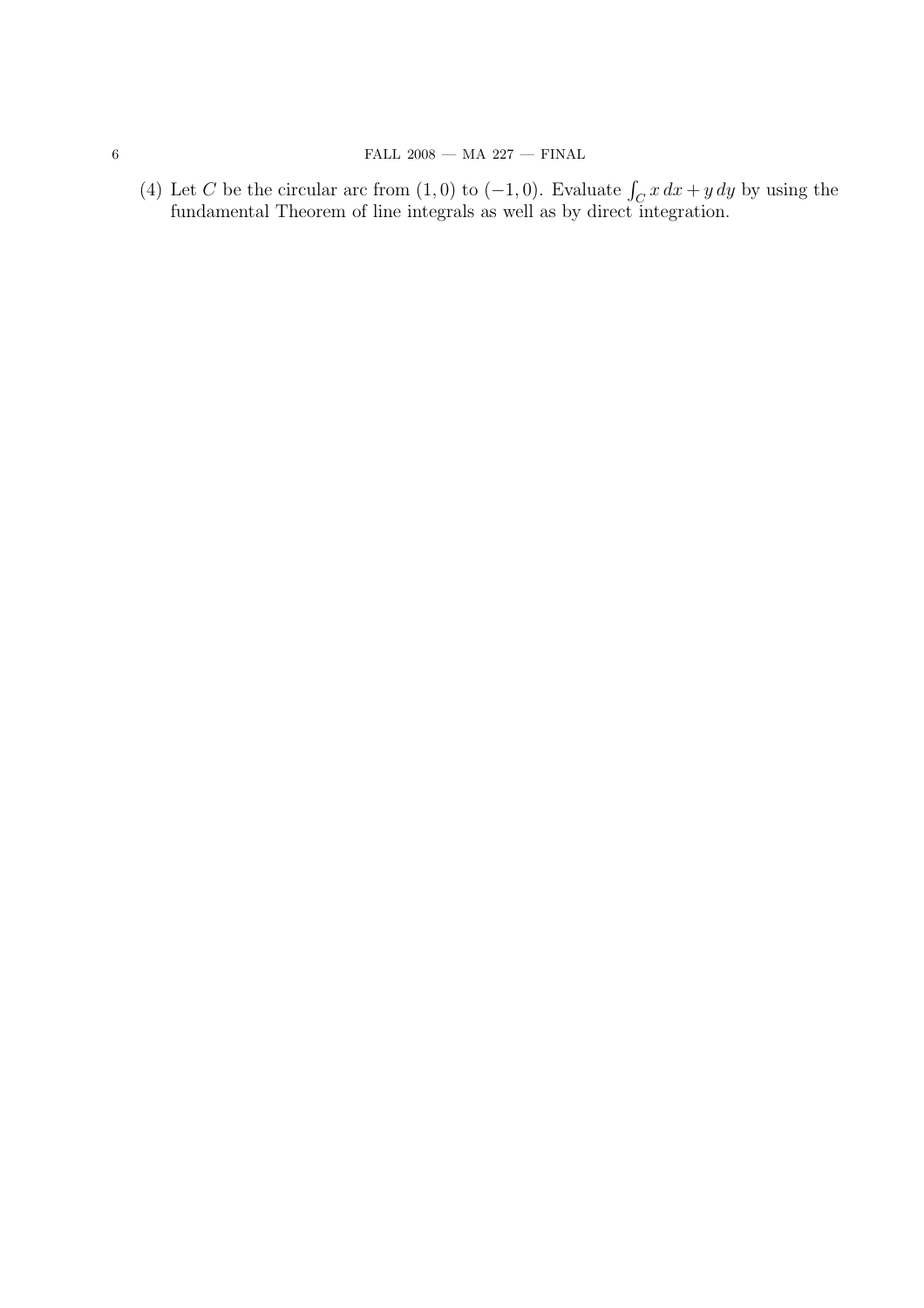(4) Let $C$ be the circular arc from $(1, 0)$ to $(-1, 0)$. Evaluate $\int_C x\,dx + y\,dy$ by using the fundamental Theorem of line integrals as well as by direct integration.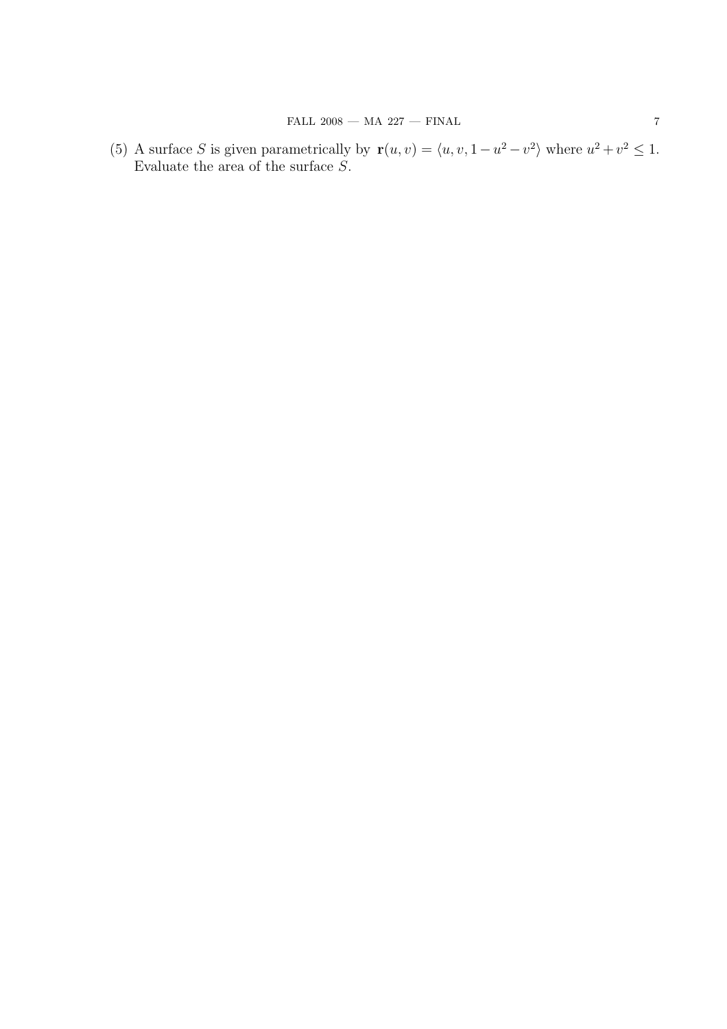(5) A surface $S$ is given parametrically by $\mathbf{r}(u, v) = \langle u, v, 1 - u^2 - v^2 \rangle$ where $u^2 + v^2 \leq 1$. Evaluate the area of the surface $S$.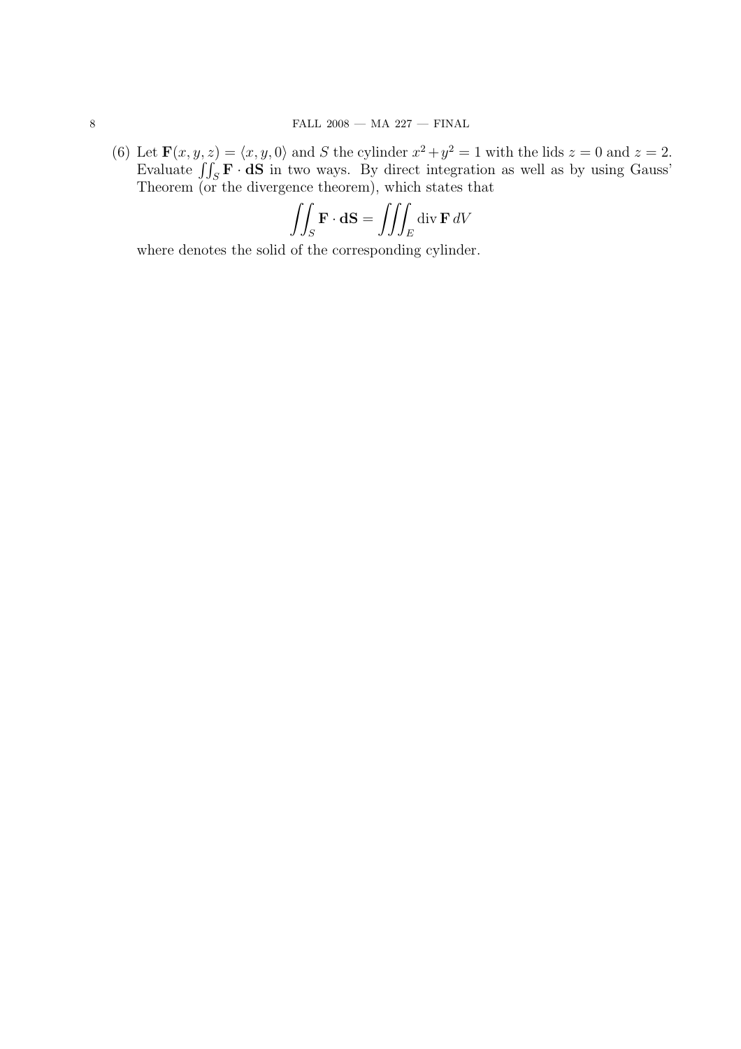(6) Let $\mathbf{F}(x, y, z) = \langle x, y, 0 \rangle$ and $S$ the cylinder $x^2 + y^2 = 1$ with the lids $z = 0$ and $z = 2$. Evaluate $\iint_S \mathbf{F} \cdot \mathbf{dS}$ in two ways. By direct integration as well as by using Gauss' Theorem (or the divergence theorem), which states that

$$\iint_S \mathbf{F} \cdot \mathbf{dS} = \iiint_E \operatorname{div} \mathbf{F} \, dV$$

where denotes the solid of the corresponding cylinder.